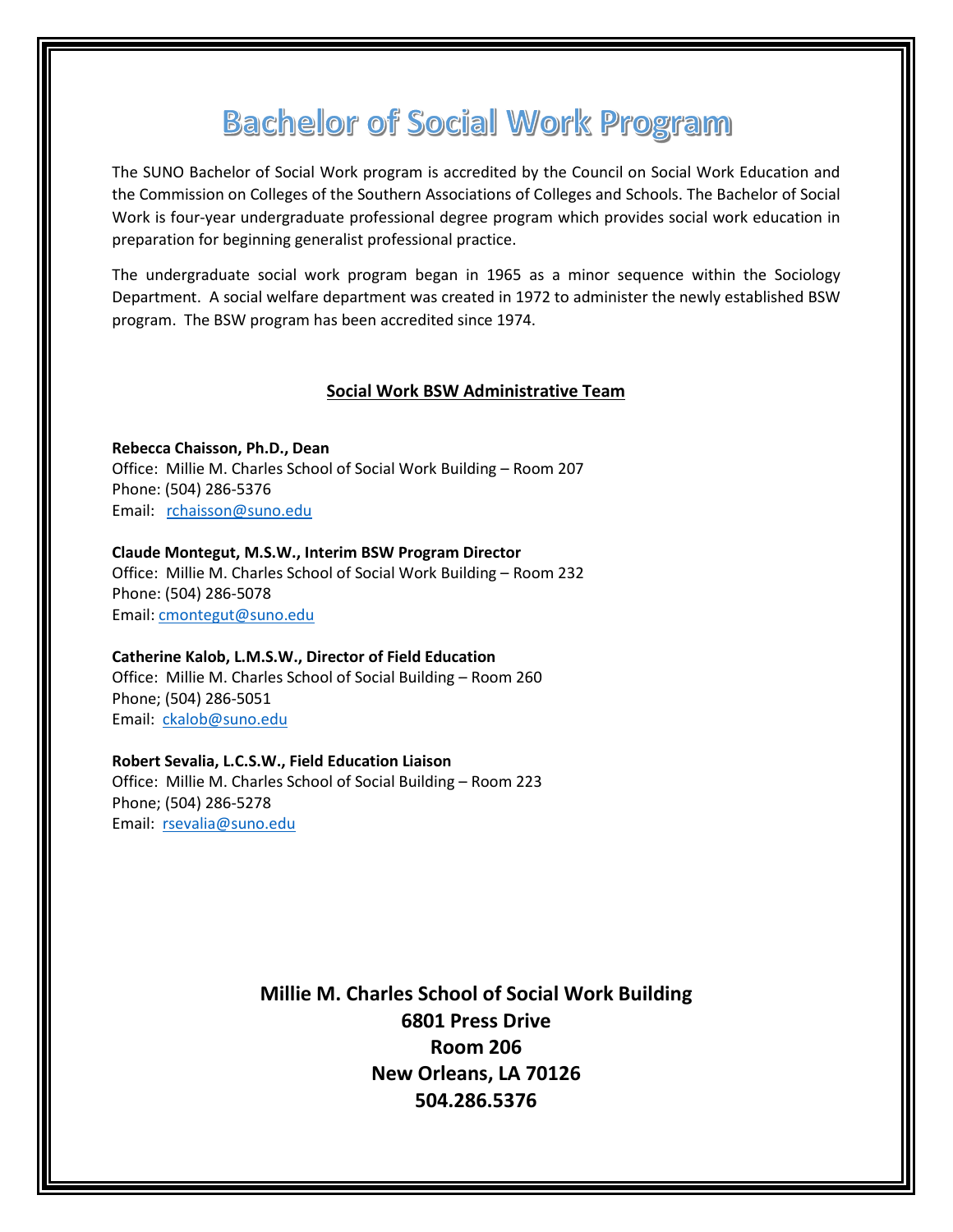# Bachelor of Social Work Program

The SUNO Bachelor of Social Work program is accredited by the Council on Social Work Education and the Commission on Colleges of the Southern Associations of Colleges and Schools. The Bachelor of Social Work is four-year undergraduate professional degree program which provides social work education in preparation for beginning generalist professional practice.

The undergraduate social work program began in 1965 as a minor sequence within the Sociology Department. A social welfare department was created in 1972 to administer the newly established BSW program. The BSW program has been accredited since 1974.

## Social Work BSW Administrative Team

**Rebecca Chaisson, Ph.D., Dean**
Office: Millie M. Charles School of Social Work Building – Room 207
Phone: (504) 286-5376
Email: rchaisson@suno.edu

**Claude Montegut, M.S.W., Interim BSW Program Director**
Office: Millie M. Charles School of Social Work Building – Room 232
Phone: (504) 286-5078
Email: cmontegut@suno.edu

**Catherine Kalob, L.M.S.W., Director of Field Education**
Office: Millie M. Charles School of Social Building – Room 260
Phone; (504) 286-5051
Email: ckalob@suno.edu

**Robert Sevalia, L.C.S.W., Field Education Liaison**
Office: Millie M. Charles School of Social Building – Room 223
Phone; (504) 286-5278
Email: rsevalia@suno.edu

**Millie M. Charles School of Social Work Building**
**6801 Press Drive**
**Room 206**
**New Orleans, LA 70126**
**504.286.5376**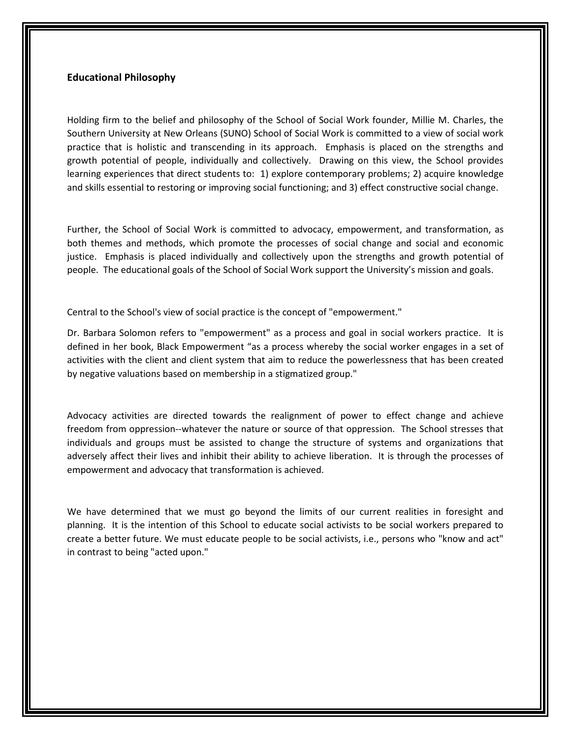## Educational Philosophy

Holding firm to the belief and philosophy of the School of Social Work founder, Millie M. Charles, the Southern University at New Orleans (SUNO) School of Social Work is committed to a view of social work practice that is holistic and transcending in its approach. Emphasis is placed on the strengths and growth potential of people, individually and collectively. Drawing on this view, the School provides learning experiences that direct students to: 1) explore contemporary problems; 2) acquire knowledge and skills essential to restoring or improving social functioning; and 3) effect constructive social change.

Further, the School of Social Work is committed to advocacy, empowerment, and transformation, as both themes and methods, which promote the processes of social change and social and economic justice. Emphasis is placed individually and collectively upon the strengths and growth potential of people. The educational goals of the School of Social Work support the University's mission and goals.

Central to the School's view of social practice is the concept of "empowerment."

Dr. Barbara Solomon refers to "empowerment" as a process and goal in social workers practice. It is defined in her book, Black Empowerment "as a process whereby the social worker engages in a set of activities with the client and client system that aim to reduce the powerlessness that has been created by negative valuations based on membership in a stigmatized group."

Advocacy activities are directed towards the realignment of power to effect change and achieve freedom from oppression--whatever the nature or source of that oppression. The School stresses that individuals and groups must be assisted to change the structure of systems and organizations that adversely affect their lives and inhibit their ability to achieve liberation. It is through the processes of empowerment and advocacy that transformation is achieved.

We have determined that we must go beyond the limits of our current realities in foresight and planning. It is the intention of this School to educate social activists to be social workers prepared to create a better future. We must educate people to be social activists, i.e., persons who "know and act" in contrast to being "acted upon."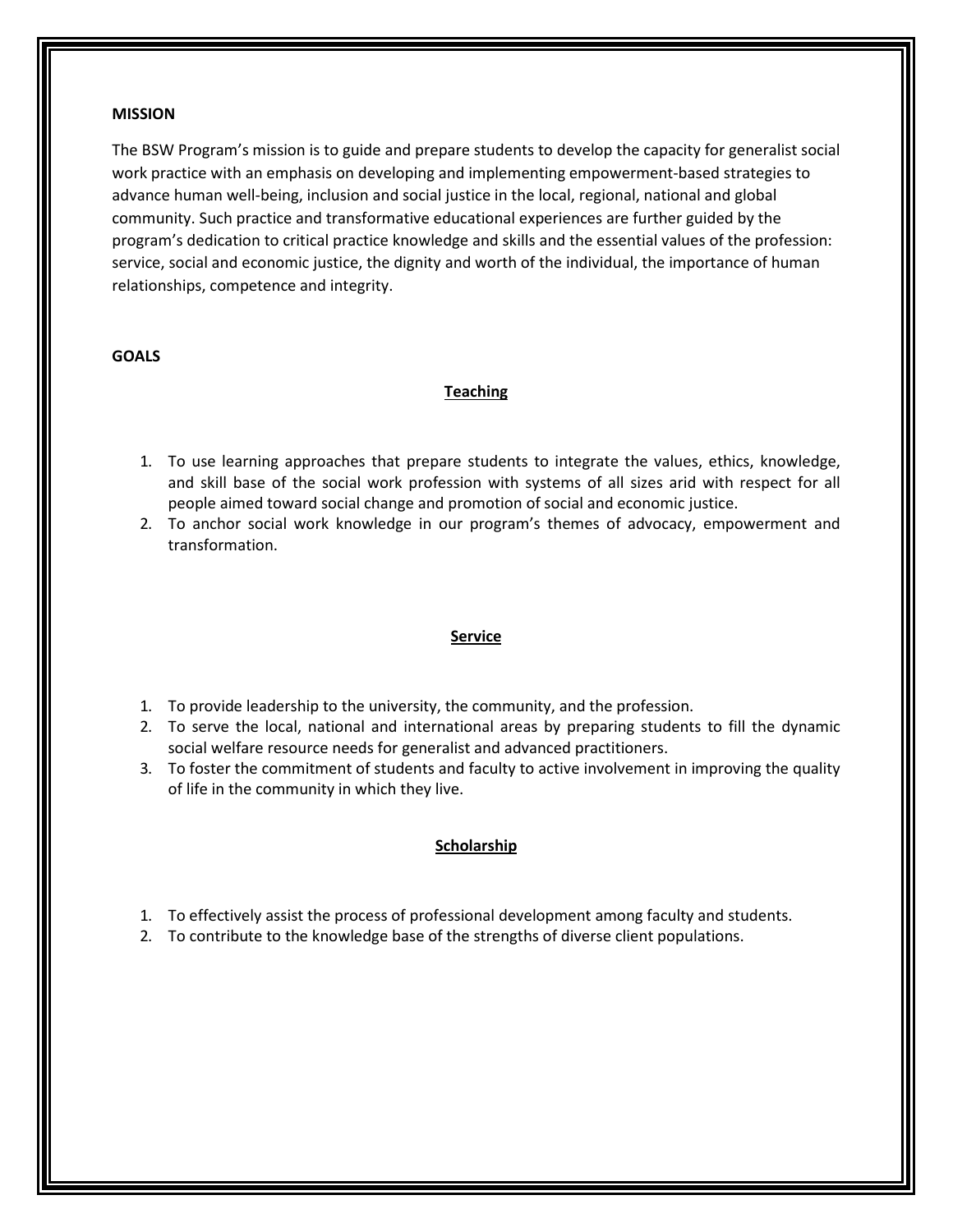## MISSION

The BSW Program's mission is to guide and prepare students to develop the capacity for generalist social work practice with an emphasis on developing and implementing empowerment-based strategies to advance human well-being, inclusion and social justice in the local, regional, national and global community. Such practice and transformative educational experiences are further guided by the program's dedication to critical practice knowledge and skills and the essential values of the profession: service, social and economic justice, the dignity and worth of the individual, the importance of human relationships, competence and integrity.

## GOALS

### Teaching

1. To use learning approaches that prepare students to integrate the values, ethics, knowledge, and skill base of the social work profession with systems of all sizes arid with respect for all people aimed toward social change and promotion of social and economic justice.
2. To anchor social work knowledge in our program's themes of advocacy, empowerment and transformation.

### Service

1. To provide leadership to the university, the community, and the profession.
2. To serve the local, national and international areas by preparing students to fill the dynamic social welfare resource needs for generalist and advanced practitioners.
3. To foster the commitment of students and faculty to active involvement in improving the quality of life in the community in which they live.

### Scholarship

1. To effectively assist the process of professional development among faculty and students.
2. To contribute to the knowledge base of the strengths of diverse client populations.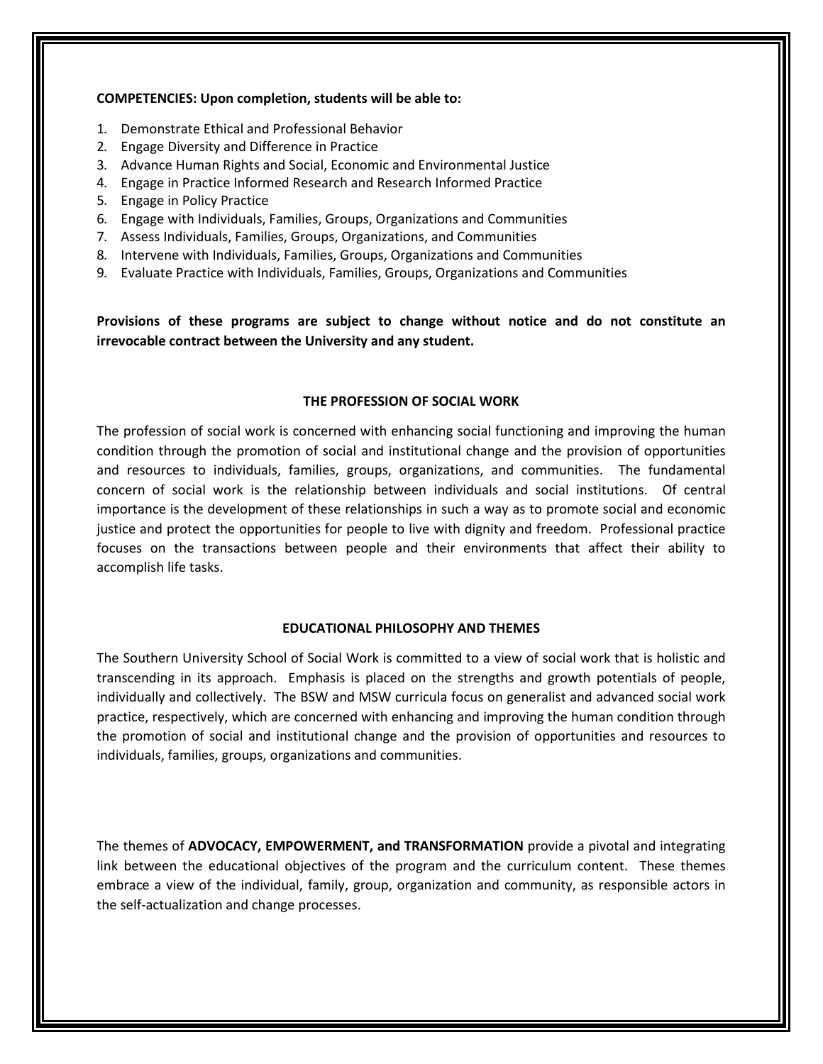**COMPETENCIES: Upon completion, students will be able to:**

1. Demonstrate Ethical and Professional Behavior
2. Engage Diversity and Difference in Practice
3. Advance Human Rights and Social, Economic and Environmental Justice
4. Engage in Practice Informed Research and Research Informed Practice
5. Engage in Policy Practice
6. Engage with Individuals, Families, Groups, Organizations and Communities
7. Assess Individuals, Families, Groups, Organizations, and Communities
8. Intervene with Individuals, Families, Groups, Organizations and Communities
9. Evaluate Practice with Individuals, Families, Groups, Organizations and Communities

**Provisions of these programs are subject to change without notice and do not constitute an irrevocable contract between the University and any student.**

## THE PROFESSION OF SOCIAL WORK

The profession of social work is concerned with enhancing social functioning and improving the human condition through the promotion of social and institutional change and the provision of opportunities and resources to individuals, families, groups, organizations, and communities. The fundamental concern of social work is the relationship between individuals and social institutions. Of central importance is the development of these relationships in such a way as to promote social and economic justice and protect the opportunities for people to live with dignity and freedom. Professional practice focuses on the transactions between people and their environments that affect their ability to accomplish life tasks.

## EDUCATIONAL PHILOSOPHY AND THEMES

The Southern University School of Social Work is committed to a view of social work that is holistic and transcending in its approach. Emphasis is placed on the strengths and growth potentials of people, individually and collectively. The BSW and MSW curricula focus on generalist and advanced social work practice, respectively, which are concerned with enhancing and improving the human condition through the promotion of social and institutional change and the provision of opportunities and resources to individuals, families, groups, organizations and communities.

The themes of **ADVOCACY, EMPOWERMENT, and TRANSFORMATION** provide a pivotal and integrating link between the educational objectives of the program and the curriculum content. These themes embrace a view of the individual, family, group, organization and community, as responsible actors in the self-actualization and change processes.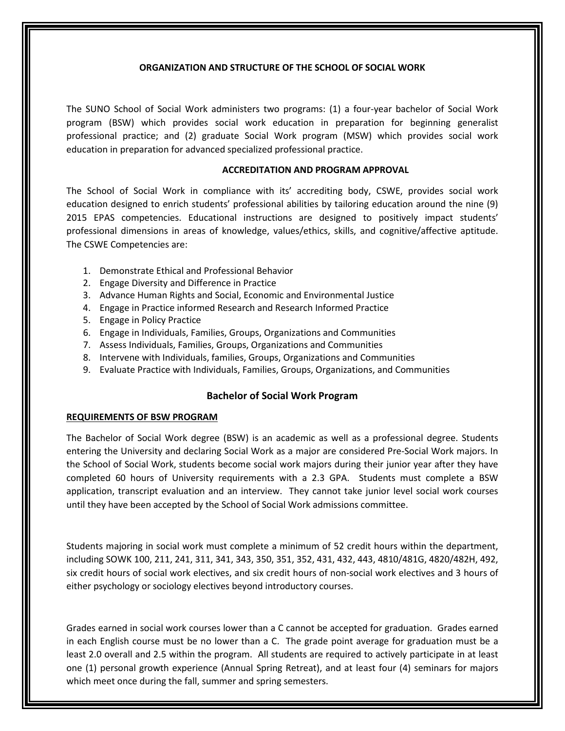## ORGANIZATION AND STRUCTURE OF THE SCHOOL OF SOCIAL WORK

The SUNO School of Social Work administers two programs: (1) a four-year bachelor of Social Work program (BSW) which provides social work education in preparation for beginning generalist professional practice; and (2) graduate Social Work program (MSW) which provides social work education in preparation for advanced specialized professional practice.

### ACCREDITATION AND PROGRAM APPROVAL

The School of Social Work in compliance with its' accrediting body, CSWE, provides social work education designed to enrich students' professional abilities by tailoring education around the nine (9) 2015 EPAS competencies. Educational instructions are designed to positively impact students' professional dimensions in areas of knowledge, values/ethics, skills, and cognitive/affective aptitude. The CSWE Competencies are:

1. Demonstrate Ethical and Professional Behavior
2. Engage Diversity and Difference in Practice
3. Advance Human Rights and Social, Economic and Environmental Justice
4. Engage in Practice informed Research and Research Informed Practice
5. Engage in Policy Practice
6. Engage in Individuals, Families, Groups, Organizations and Communities
7. Assess Individuals, Families, Groups, Organizations and Communities
8. Intervene with Individuals, families, Groups, Organizations and Communities
9. Evaluate Practice with Individuals, Families, Groups, Organizations, and Communities

## Bachelor of Social Work Program

### REQUIREMENTS OF BSW PROGRAM

The Bachelor of Social Work degree (BSW) is an academic as well as a professional degree. Students entering the University and declaring Social Work as a major are considered Pre-Social Work majors. In the School of Social Work, students become social work majors during their junior year after they have completed 60 hours of University requirements with a 2.3 GPA. Students must complete a BSW application, transcript evaluation and an interview. They cannot take junior level social work courses until they have been accepted by the School of Social Work admissions committee.

Students majoring in social work must complete a minimum of 52 credit hours within the department, including SOWK 100, 211, 241, 311, 341, 343, 350, 351, 352, 431, 432, 443, 4810/481G, 4820/482H, 492, six credit hours of social work electives, and six credit hours of non-social work electives and 3 hours of either psychology or sociology electives beyond introductory courses.

Grades earned in social work courses lower than a C cannot be accepted for graduation. Grades earned in each English course must be no lower than a C. The grade point average for graduation must be a least 2.0 overall and 2.5 within the program. All students are required to actively participate in at least one (1) personal growth experience (Annual Spring Retreat), and at least four (4) seminars for majors which meet once during the fall, summer and spring semesters.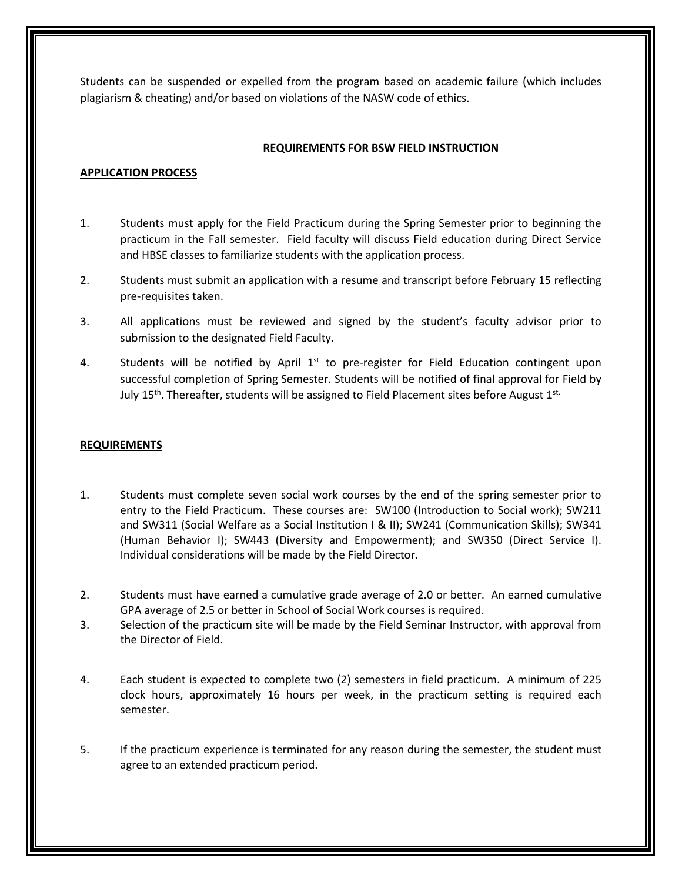Students can be suspended or expelled from the program based on academic failure (which includes plagiarism & cheating) and/or based on violations of the NASW code of ethics.

## REQUIREMENTS FOR BSW FIELD INSTRUCTION

### APPLICATION PROCESS

1. Students must apply for the Field Practicum during the Spring Semester prior to beginning the practicum in the Fall semester. Field faculty will discuss Field education during Direct Service and HBSE classes to familiarize students with the application process.

2. Students must submit an application with a resume and transcript before February 15 reflecting pre-requisites taken.

3. All applications must be reviewed and signed by the student's faculty advisor prior to submission to the designated Field Faculty.

4. Students will be notified by April 1st to pre-register for Field Education contingent upon successful completion of Spring Semester. Students will be notified of final approval for Field by July 15th. Thereafter, students will be assigned to Field Placement sites before August 1st.

### REQUIREMENTS

1. Students must complete seven social work courses by the end of the spring semester prior to entry to the Field Practicum. These courses are: SW100 (Introduction to Social work); SW211 and SW311 (Social Welfare as a Social Institution I & II); SW241 (Communication Skills); SW341 (Human Behavior I); SW443 (Diversity and Empowerment); and SW350 (Direct Service I). Individual considerations will be made by the Field Director.

2. Students must have earned a cumulative grade average of 2.0 or better. An earned cumulative GPA average of 2.5 or better in School of Social Work courses is required.

3. Selection of the practicum site will be made by the Field Seminar Instructor, with approval from the Director of Field.

4. Each student is expected to complete two (2) semesters in field practicum. A minimum of 225 clock hours, approximately 16 hours per week, in the practicum setting is required each semester.

5. If the practicum experience is terminated for any reason during the semester, the student must agree to an extended practicum period.